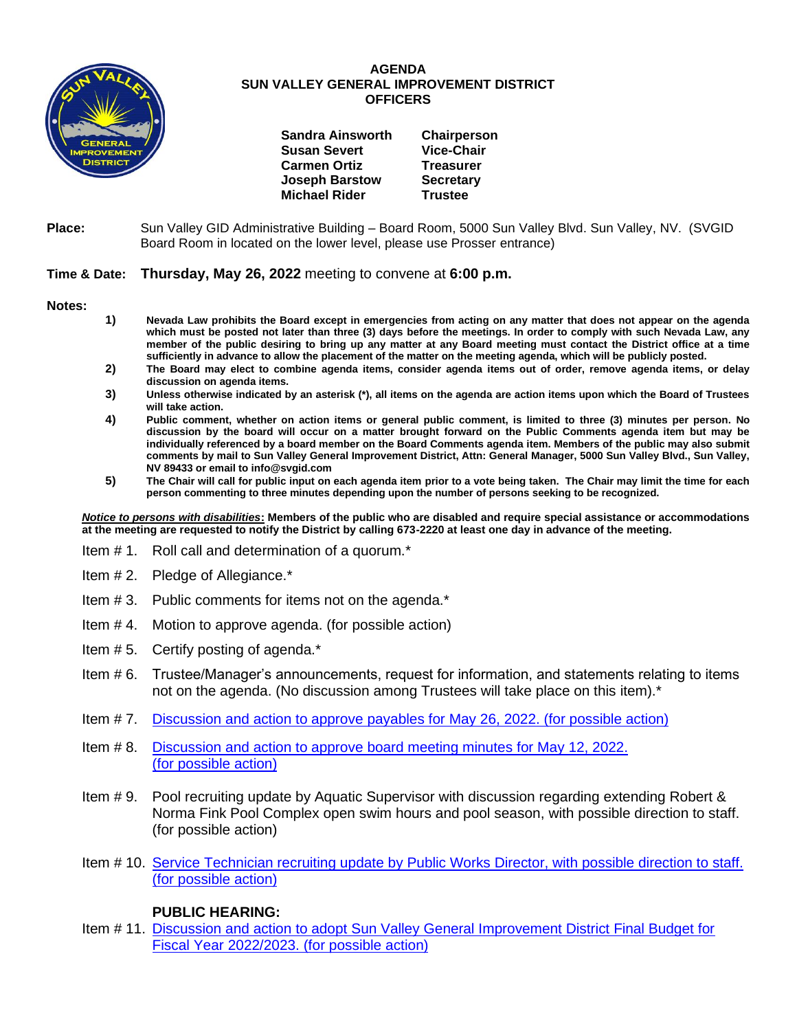# AGENDA
## SUN VALLEY GENERAL IMPROVEMENT DISTRICT
## OFFICERS

| | |
|---|---|
| **Sandra Ainsworth** | **Chairperson** |
| **Susan Severt** | **Vice-Chair** |
| **Carmen Ortiz** | **Treasurer** |
| **Joseph Barstow** | **Secretary** |
| **Michael Rider** | **Trustee** |

**Place:** Sun Valley GID Administrative Building – Board Room, 5000 Sun Valley Blvd. Sun Valley, NV. (SVGID Board Room in located on the lower level, please use Prosser entrance)

**Time & Date:** **Thursday, May 26, 2022** meeting to convene at **6:00 p.m.**

**Notes:**

1) **Nevada Law prohibits the Board except in emergencies from acting on any matter that does not appear on the agenda which must be posted not later than three (3) days before the meetings. In order to comply with such Nevada Law, any member of the public desiring to bring up any matter at any Board meeting must contact the District office at a time sufficiently in advance to allow the placement of the matter on the meeting agenda, which will be publicly posted.**
2) **The Board may elect to combine agenda items, consider agenda items out of order, remove agenda items, or delay discussion on agenda items.**
3) **Unless otherwise indicated by an asterisk (*), all items on the agenda are action items upon which the Board of Trustees will take action.**
4) **Public comment, whether on action items or general public comment, is limited to three (3) minutes per person. No discussion by the board will occur on a matter brought forward on the Public Comments agenda item but may be individually referenced by a board member on the Board Comments agenda item. Members of the public may also submit comments by mail to Sun Valley General Improvement District, Attn: General Manager, 5000 Sun Valley Blvd., Sun Valley, NV 89433 or email to info@svgid.com**
5) **The Chair will call for public input on each agenda item prior to a vote being taken. The Chair may limit the time for each person commenting to three minutes depending upon the number of persons seeking to be recognized.**

***Notice to persons with disabilities*: Members of the public who are disabled and require special assistance or accommodations at the meeting are requested to notify the District by calling 673-2220 at least one day in advance of the meeting.**

Item # 1. Roll call and determination of a quorum.*

Item # 2. Pledge of Allegiance.*

Item # 3. Public comments for items not on the agenda.*

Item # 4. Motion to approve agenda. (for possible action)

Item # 5. Certify posting of agenda.*

Item # 6. Trustee/Manager's announcements, request for information, and statements relating to items not on the agenda. (No discussion among Trustees will take place on this item).*

Item # 7. Discussion and action to approve payables for May 26, 2022. (for possible action)

Item # 8. Discussion and action to approve board meeting minutes for May 12, 2022. (for possible action)

Item # 9. Pool recruiting update by Aquatic Supervisor with discussion regarding extending Robert & Norma Fink Pool Complex open swim hours and pool season, with possible direction to staff. (for possible action)

Item # 10. Service Technician recruiting update by Public Works Director, with possible direction to staff. (for possible action)

**PUBLIC HEARING:**

Item # 11. Discussion and action to adopt Sun Valley General Improvement District Final Budget for Fiscal Year 2022/2023. (for possible action)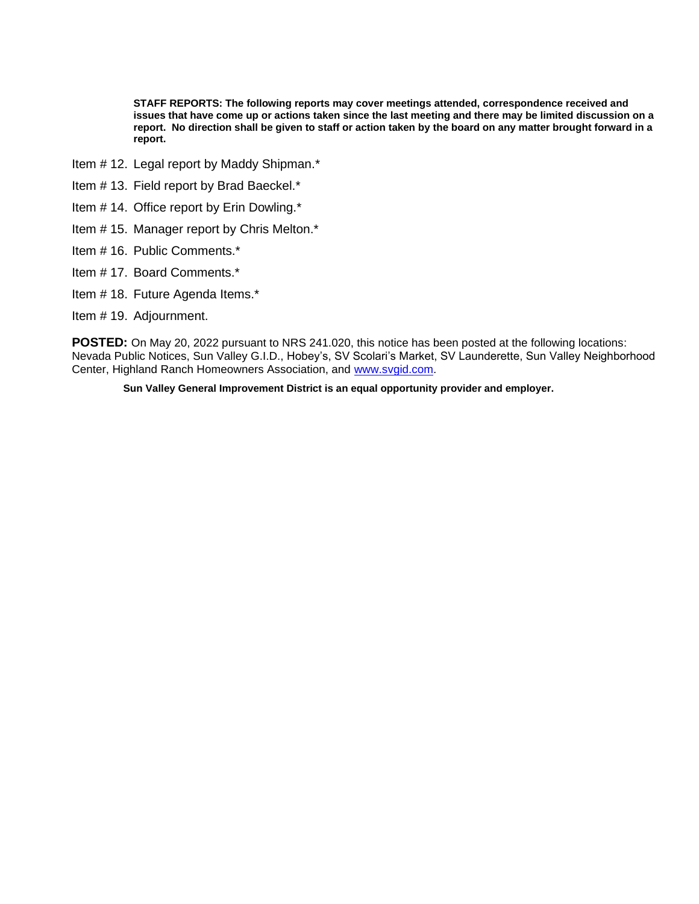**STAFF REPORTS: The following reports may cover meetings attended, correspondence received and issues that have come up or actions taken since the last meeting and there may be limited discussion on a report. No direction shall be given to staff or action taken by the board on any matter brought forward in a report.**

Item # 12. Legal report by Maddy Shipman.*

Item # 13. Field report by Brad Baeckel.*

Item # 14. Office report by Erin Dowling.*

Item # 15. Manager report by Chris Melton.*

Item # 16. Public Comments.*

Item # 17. Board Comments.*

Item # 18. Future Agenda Items.*

Item # 19. Adjournment.

**POSTED:** On May 20, 2022 pursuant to NRS 241.020, this notice has been posted at the following locations: Nevada Public Notices, Sun Valley G.I.D., Hobey's, SV Scolari's Market, SV Launderette, Sun Valley Neighborhood Center, Highland Ranch Homeowners Association, and [www.svgid.com](http://www.svgid.com).

**Sun Valley General Improvement District is an equal opportunity provider and employer.**